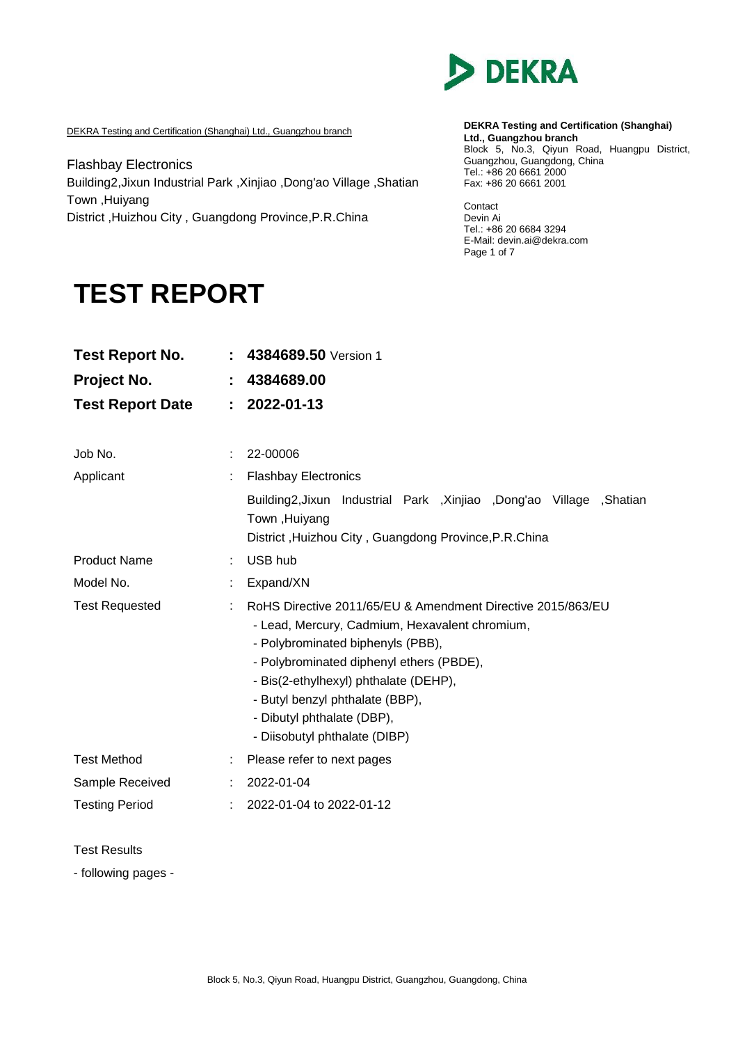DEKRA Testing and Certification (Shanghai) Ltd., Guangzhou branch

Flashbay Electronics
Building2,Jixun Industrial Park ,Xinjiao ,Dong'ao Village ,Shatian Town ,Huiyang
District ,Huizhou City , Guangdong Province,P.R.China

**DEKRA Testing and Certification (Shanghai) Ltd., Guangzhou branch**
Block 5, No.3, Qiyun Road, Huangpu District, Guangzhou, Guangdong, China
Tel.: +86 20 6661 2000
Fax: +86 20 6661 2001

Contact
Devin Ai
Tel.: +86 20 6684 3294
E-Mail: devin.ai@dekra.com

# TEST REPORT

| | | |
|---|---|---|
| **Test Report No.** | **:** | **4384689.50** Version 1 |
| **Project No.** | **:** | **4384689.00** |
| **Test Report Date** | **:** | **2022-01-13** |

| | | |
|---|---|---|
| Job No. | : | 22-00006 |
| Applicant | : | Flashbay Electronics<br>Building2,Jixun Industrial Park ,Xinjiao ,Dong'ao Village ,Shatian Town ,Huiyang<br>District ,Huizhou City , Guangdong Province,P.R.China |
| Product Name | : | USB hub |
| Model No. | : | Expand/XN |
| Test Requested | : | RoHS Directive 2011/65/EU & Amendment Directive 2015/863/EU<br>- Lead, Mercury, Cadmium, Hexavalent chromium,<br>- Polybrominated biphenyls (PBB),<br>- Polybrominated diphenyl ethers (PBDE),<br>- Bis(2-ethylhexyl) phthalate (DEHP),<br>- Butyl benzyl phthalate (BBP),<br>- Dibutyl phthalate (DBP),<br>- Diisobutyl phthalate (DIBP) |
| Test Method | : | Please refer to next pages |
| Sample Received | : | 2022-01-04 |
| Testing Period | : | 2022-01-04 to 2022-01-12 |

Test Results

- following pages -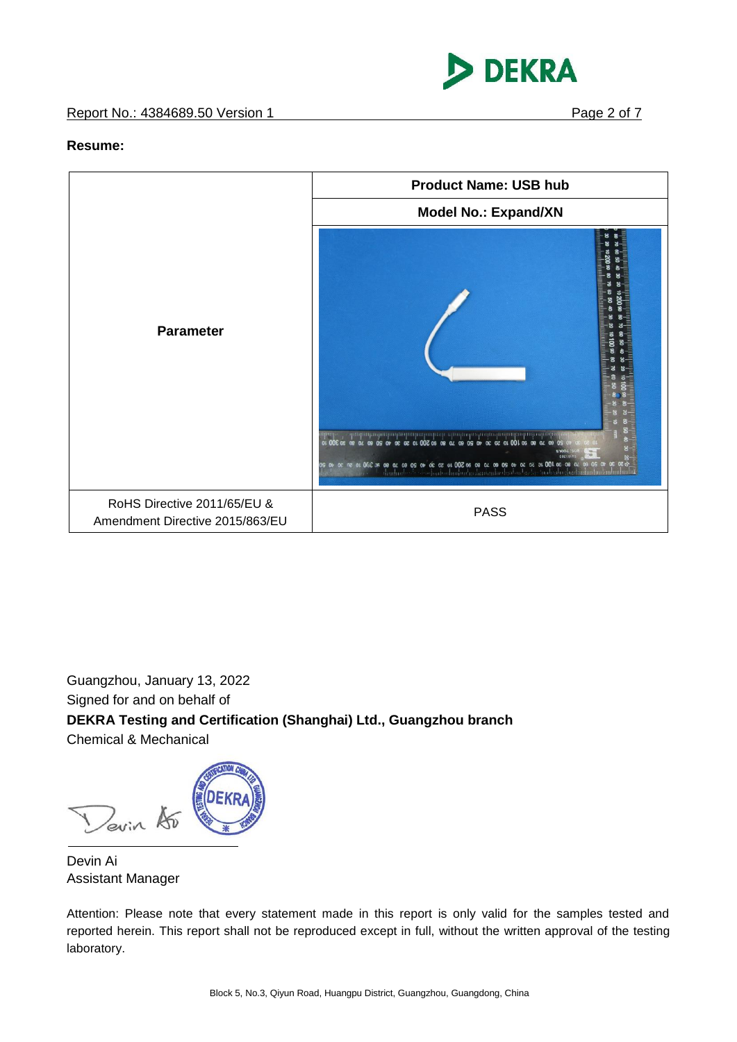**Resume:**

| Parameter | Product Name: USB hub<br>Model No.: Expand/XN |
|---|---|
| RoHS Directive 2011/65/EU & Amendment Directive 2015/863/EU | PASS |

Guangzhou, January 13, 2022
Signed for and on behalf of
**DEKRA Testing and Certification (Shanghai) Ltd., Guangzhou branch**
Chemical & Mechanical

Devin Ai
Assistant Manager

Attention: Please note that every statement made in this report is only valid for the samples tested and reported herein. This report shall not be reproduced except in full, without the written approval of the testing laboratory.

Block 5, No.3, Qiyun Road, Huangpu District, Guangzhou, Guangdong, China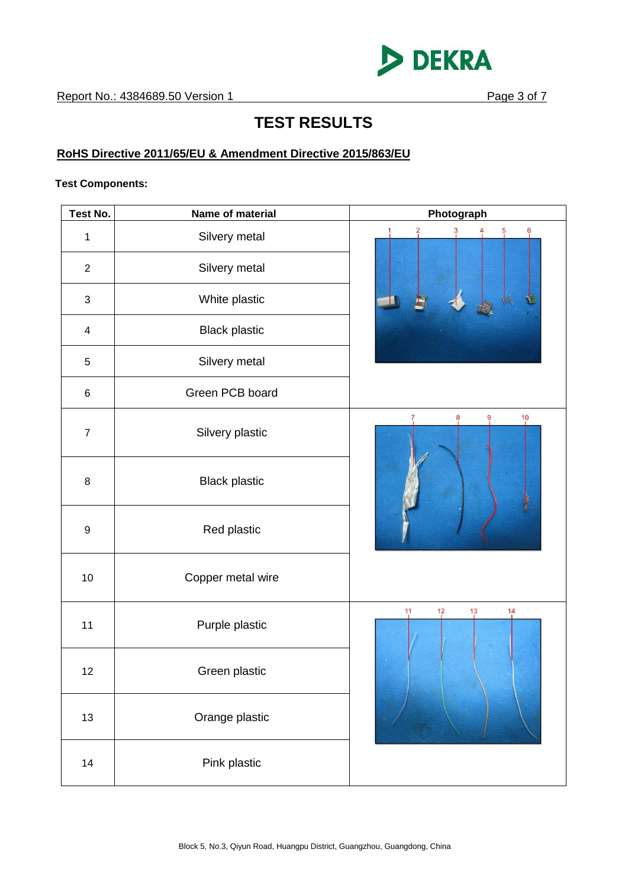# TEST RESULTS

## RoHS Directive 2011/65/EU & Amendment Directive 2015/863/EU

**Test Components:**

| Test No. | Name of material | Photograph |
|---|---|---|
| 1 | Silvery metal | |
| 2 | Silvery metal | |
| 3 | White plastic | |
| 4 | Black plastic | |
| 5 | Silvery metal | |
| 6 | Green PCB board | |
| 7 | Silvery plastic | |
| 8 | Black plastic | |
| 9 | Red plastic | |
| 10 | Copper metal wire | |
| 11 | Purple plastic | |
| 12 | Green plastic | |
| 13 | Orange plastic | |
| 14 | Pink plastic | |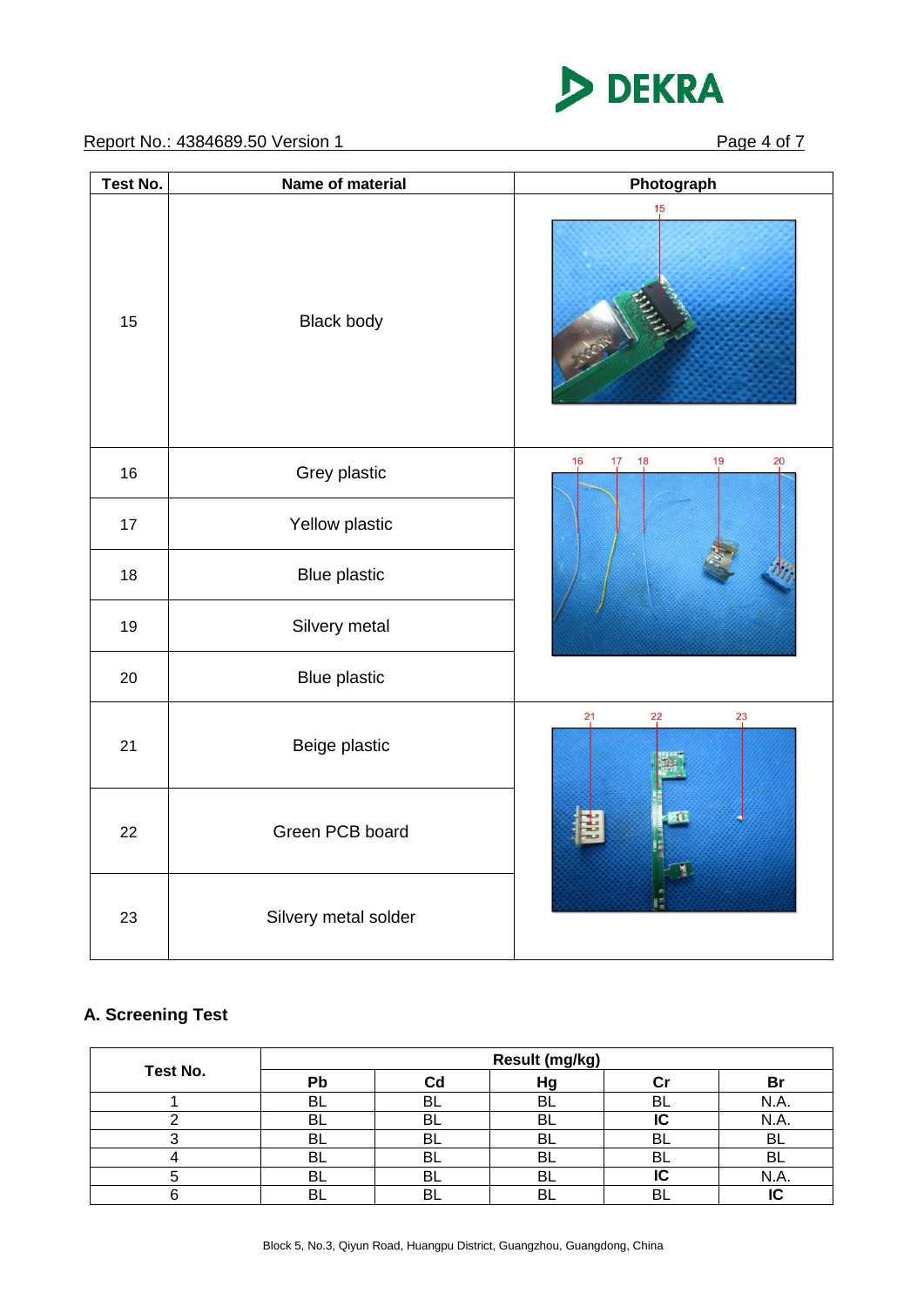| Test No. | Name of material | Photograph |
|---|---|---|
| 15 | Black body | |
| 16 | Grey plastic | |
| 17 | Yellow plastic | |
| 18 | Blue plastic | |
| 19 | Silvery metal | |
| 20 | Blue plastic | |
| 21 | Beige plastic | |
| 22 | Green PCB board | |
| 23 | Silvery metal solder | |

## A. Screening Test

| Test No. | Result (mg/kg) | | | | |
|---|---|---|---|---|---|
| | Pb | Cd | Hg | Cr | Br |
| 1 | BL | BL | BL | BL | N.A. |
| 2 | BL | BL | BL | **IC** | N.A. |
| 3 | BL | BL | BL | BL | BL |
| 4 | BL | BL | BL | BL | BL |
| 5 | BL | BL | BL | **IC** | N.A. |
| 6 | BL | BL | BL | BL | **IC** |

Block 5, No.3, Qiyun Road, Huangpu District, Guangzhou, Guangdong, China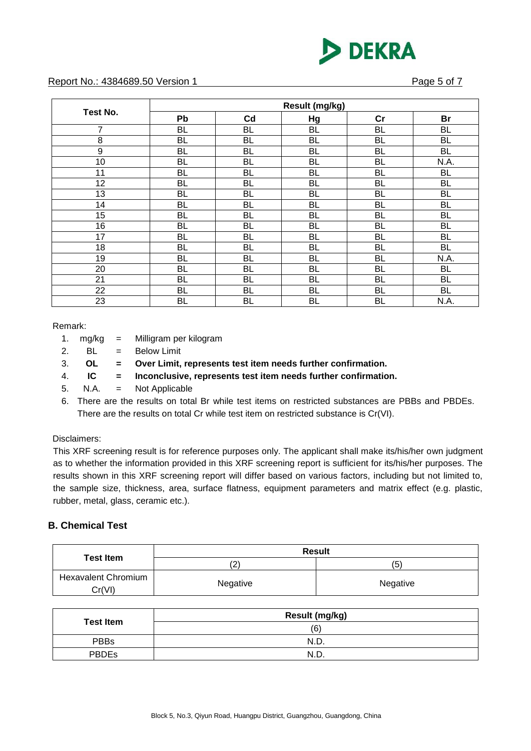| Test No. | Result (mg/kg) | | | | |
|---|---|---|---|---|---|
| | **Pb** | **Cd** | **Hg** | **Cr** | **Br** |
| 7 | BL | BL | BL | BL | BL |
| 8 | BL | BL | BL | BL | BL |
| 9 | BL | BL | BL | BL | BL |
| 10 | BL | BL | BL | BL | N.A. |
| 11 | BL | BL | BL | BL | BL |
| 12 | BL | BL | BL | BL | BL |
| 13 | BL | BL | BL | BL | BL |
| 14 | BL | BL | BL | BL | BL |
| 15 | BL | BL | BL | BL | BL |
| 16 | BL | BL | BL | BL | BL |
| 17 | BL | BL | BL | BL | BL |
| 18 | BL | BL | BL | BL | BL |
| 19 | BL | BL | BL | BL | N.A. |
| 20 | BL | BL | BL | BL | BL |
| 21 | BL | BL | BL | BL | BL |
| 22 | BL | BL | BL | BL | BL |
| 23 | BL | BL | BL | BL | N.A. |

Remark:

1. mg/kg = Milligram per kilogram
2. BL = Below Limit
3. **OL = Over Limit, represents test item needs further confirmation.**
4. **IC = Inconclusive, represents test item needs further confirmation.**
5. N.A. = Not Applicable
6. There are the results on total Br while test items on restricted substances are PBBs and PBDEs. There are the results on total Cr while test item on restricted substance is Cr(VI).

Disclaimers:

This XRF screening result is for reference purposes only. The applicant shall make its/his/her own judgment as to whether the information provided in this XRF screening report is sufficient for its/his/her purposes. The results shown in this XRF screening report will differ based on various factors, including but not limited to, the sample size, thickness, area, surface flatness, equipment parameters and matrix effect (e.g. plastic, rubber, metal, glass, ceramic etc.).

## B. Chemical Test

| Test Item | Result | |
|---|---|---|
| | (2) | (5) |
| Hexavalent Chromium Cr(VI) | Negative | Negative |

| Test Item | Result (mg/kg) |
|---|---|
| | (6) |
| PBBs | N.D. |
| PBDEs | N.D. |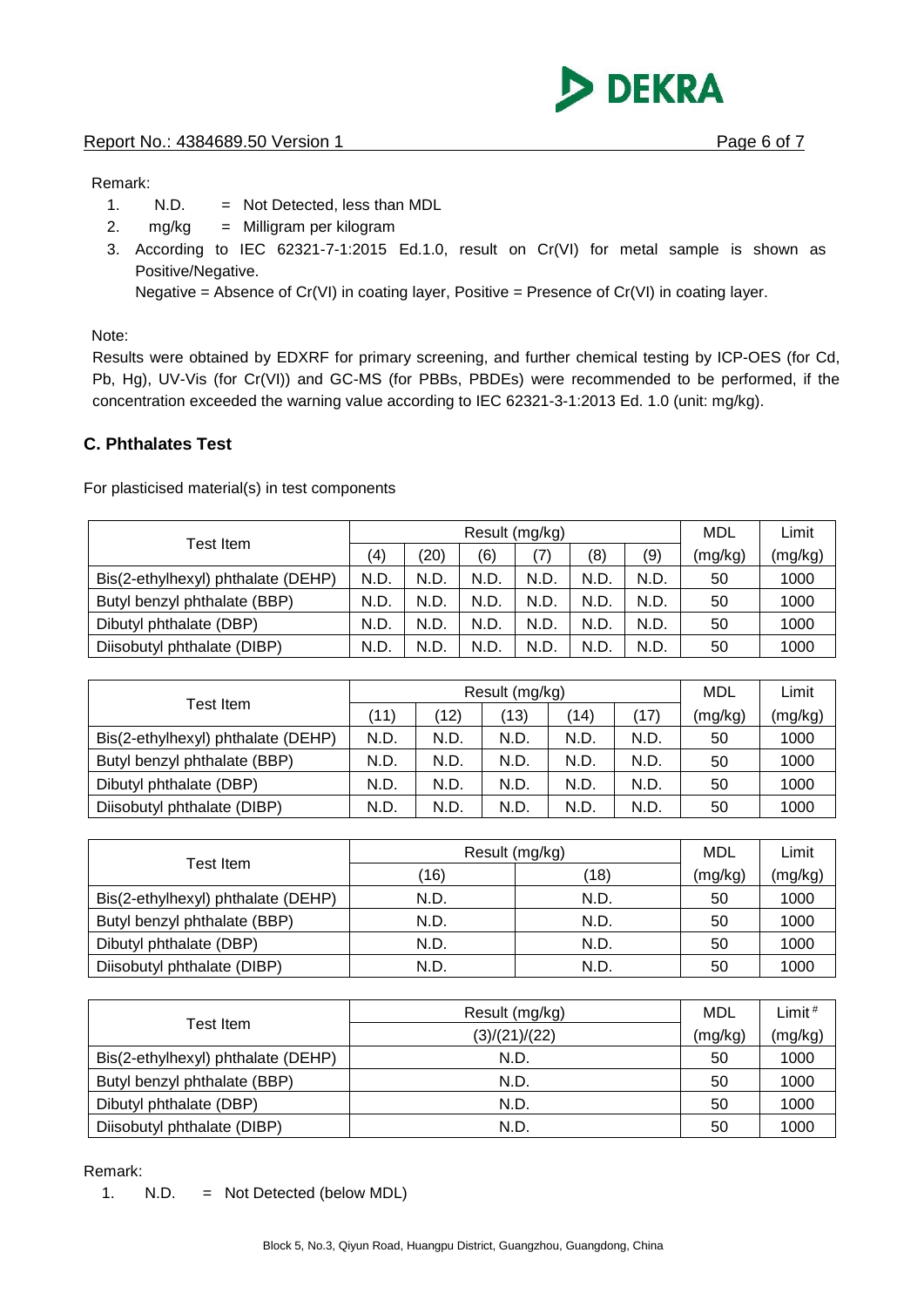Remark:

1. N.D. = Not Detected, less than MDL
2. mg/kg = Milligram per kilogram
3. According to IEC 62321-7-1:2015 Ed.1.0, result on Cr(VI) for metal sample is shown as Positive/Negative.
   Negative = Absence of Cr(VI) in coating layer, Positive = Presence of Cr(VI) in coating layer.

Note:

Results were obtained by EDXRF for primary screening, and further chemical testing by ICP-OES (for Cd, Pb, Hg), UV-Vis (for Cr(VI)) and GC-MS (for PBBs, PBDEs) were recommended to be performed, if the concentration exceeded the warning value according to IEC 62321-3-1:2013 Ed. 1.0 (unit: mg/kg).

### C. Phthalates Test

For plasticised material(s) in test components

| Test Item | Result (mg/kg) | | | | | | MDL | Limit |
|---|---|---|---|---|---|---|---|---|
| | (4) | (20) | (6) | (7) | (8) | (9) | (mg/kg) | (mg/kg) |
| Bis(2-ethylhexyl) phthalate (DEHP) | N.D. | N.D. | N.D. | N.D. | N.D. | N.D. | 50 | 1000 |
| Butyl benzyl phthalate (BBP) | N.D. | N.D. | N.D. | N.D. | N.D. | N.D. | 50 | 1000 |
| Dibutyl phthalate (DBP) | N.D. | N.D. | N.D. | N.D. | N.D. | N.D. | 50 | 1000 |
| Diisobutyl phthalate (DIBP) | N.D. | N.D. | N.D. | N.D. | N.D. | N.D. | 50 | 1000 |

| Test Item | Result (mg/kg) | | | | | MDL | Limit |
|---|---|---|---|---|---|---|---|
| | (11) | (12) | (13) | (14) | (17) | (mg/kg) | (mg/kg) |
| Bis(2-ethylhexyl) phthalate (DEHP) | N.D. | N.D. | N.D. | N.D. | N.D. | 50 | 1000 |
| Butyl benzyl phthalate (BBP) | N.D. | N.D. | N.D. | N.D. | N.D. | 50 | 1000 |
| Dibutyl phthalate (DBP) | N.D. | N.D. | N.D. | N.D. | N.D. | 50 | 1000 |
| Diisobutyl phthalate (DIBP) | N.D. | N.D. | N.D. | N.D. | N.D. | 50 | 1000 |

| Test Item | Result (mg/kg) | | MDL | Limit |
|---|---|---|---|---|
| | (16) | (18) | (mg/kg) | (mg/kg) |
| Bis(2-ethylhexyl) phthalate (DEHP) | N.D. | N.D. | 50 | 1000 |
| Butyl benzyl phthalate (BBP) | N.D. | N.D. | 50 | 1000 |
| Dibutyl phthalate (DBP) | N.D. | N.D. | 50 | 1000 |
| Diisobutyl phthalate (DIBP) | N.D. | N.D. | 50 | 1000 |

| Test Item | Result (mg/kg) | MDL | Limit # |
|---|---|---|---|
| | (3)/(21)/(22) | (mg/kg) | (mg/kg) |
| Bis(2-ethylhexyl) phthalate (DEHP) | N.D. | 50 | 1000 |
| Butyl benzyl phthalate (BBP) | N.D. | 50 | 1000 |
| Dibutyl phthalate (DBP) | N.D. | 50 | 1000 |
| Diisobutyl phthalate (DIBP) | N.D. | 50 | 1000 |

Remark:

1. N.D. = Not Detected (below MDL)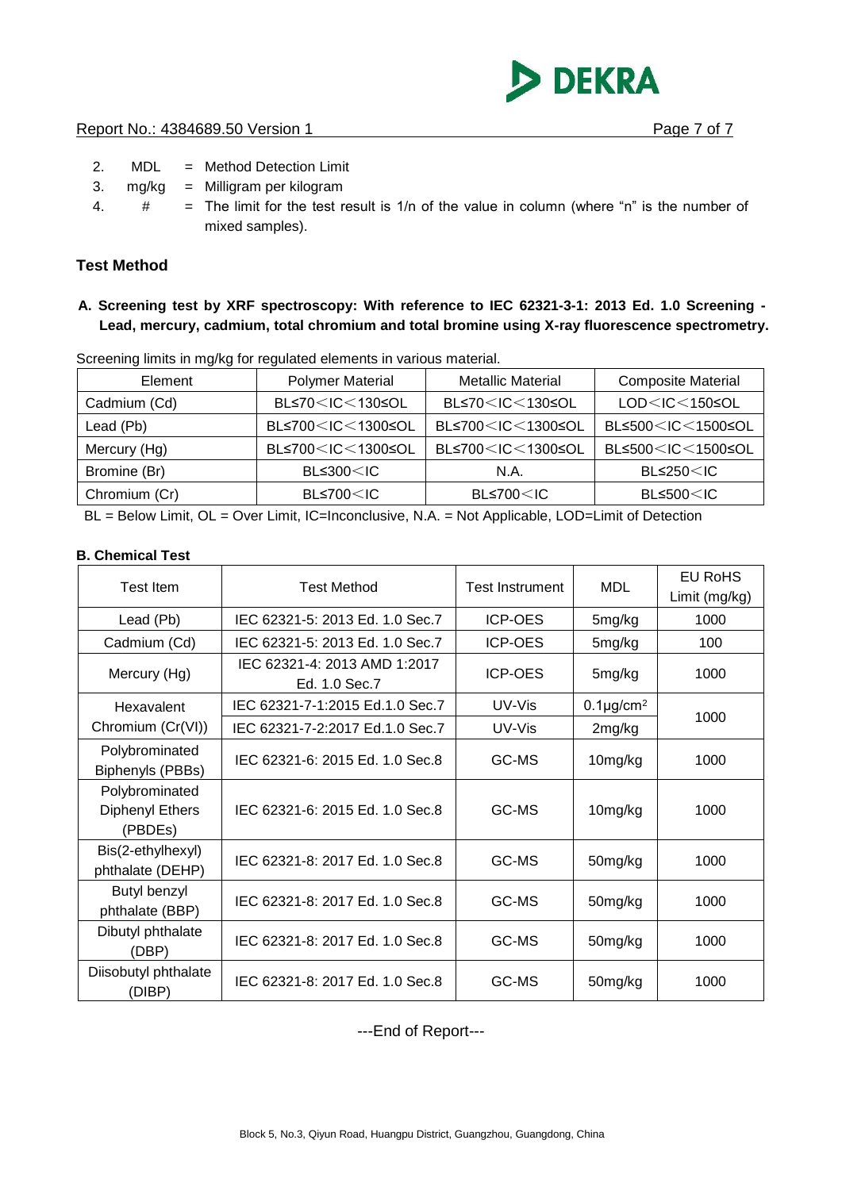2. MDL = Method Detection Limit
3. mg/kg = Milligram per kilogram
4. # = The limit for the test result is 1/n of the value in column (where "n" is the number of mixed samples).

## Test Method

**A. Screening test by XRF spectroscopy: With reference to IEC 62321-3-1: 2013 Ed. 1.0 Screening - Lead, mercury, cadmium, total chromium and total bromine using X-ray fluorescence spectrometry.**

Screening limits in mg/kg for regulated elements in various material.

| Element | Polymer Material | Metallic Material | Composite Material |
|---|---|---|---|
| Cadmium (Cd) | BL≤70＜IC＜130≤OL | BL≤70＜IC＜130≤OL | LOD＜IC＜150≤OL |
| Lead (Pb) | BL≤700＜IC＜1300≤OL | BL≤700＜IC＜1300≤OL | BL≤500＜IC＜1500≤OL |
| Mercury (Hg) | BL≤700＜IC＜1300≤OL | BL≤700＜IC＜1300≤OL | BL≤500＜IC＜1500≤OL |
| Bromine (Br) | BL≤300＜IC | N.A. | BL≤250＜IC |
| Chromium (Cr) | BL≤700＜IC | BL≤700＜IC | BL≤500＜IC |

BL = Below Limit, OL = Over Limit, IC=Inconclusive, N.A. = Not Applicable, LOD=Limit of Detection

**B. Chemical Test**

| Test Item | Test Method | Test Instrument | MDL | EU RoHS Limit (mg/kg) |
|---|---|---|---|---|
| Lead (Pb) | IEC 62321-5: 2013 Ed. 1.0 Sec.7 | ICP-OES | 5mg/kg | 1000 |
| Cadmium (Cd) | IEC 62321-5: 2013 Ed. 1.0 Sec.7 | ICP-OES | 5mg/kg | 100 |
| Mercury (Hg) | IEC 62321-4: 2013 AMD 1:2017 Ed. 1.0 Sec.7 | ICP-OES | 5mg/kg | 1000 |
| Hexavalent Chromium (Cr(VI)) | IEC 62321-7-1:2015 Ed.1.0 Sec.7 | UV-Vis | 0.1μg/cm$^2$ | 1000 |
| | IEC 62321-7-2:2017 Ed.1.0 Sec.7 | UV-Vis | 2mg/kg | |
| Polybrominated Biphenyls (PBBs) | IEC 62321-6: 2015 Ed. 1.0 Sec.8 | GC-MS | 10mg/kg | 1000 |
| Polybrominated Diphenyl Ethers (PBDEs) | IEC 62321-6: 2015 Ed. 1.0 Sec.8 | GC-MS | 10mg/kg | 1000 |
| Bis(2-ethylhexyl) phthalate (DEHP) | IEC 62321-8: 2017 Ed. 1.0 Sec.8 | GC-MS | 50mg/kg | 1000 |
| Butyl benzyl phthalate (BBP) | IEC 62321-8: 2017 Ed. 1.0 Sec.8 | GC-MS | 50mg/kg | 1000 |
| Dibutyl phthalate (DBP) | IEC 62321-8: 2017 Ed. 1.0 Sec.8 | GC-MS | 50mg/kg | 1000 |
| Diisobutyl phthalate (DIBP) | IEC 62321-8: 2017 Ed. 1.0 Sec.8 | GC-MS | 50mg/kg | 1000 |

---End of Report---